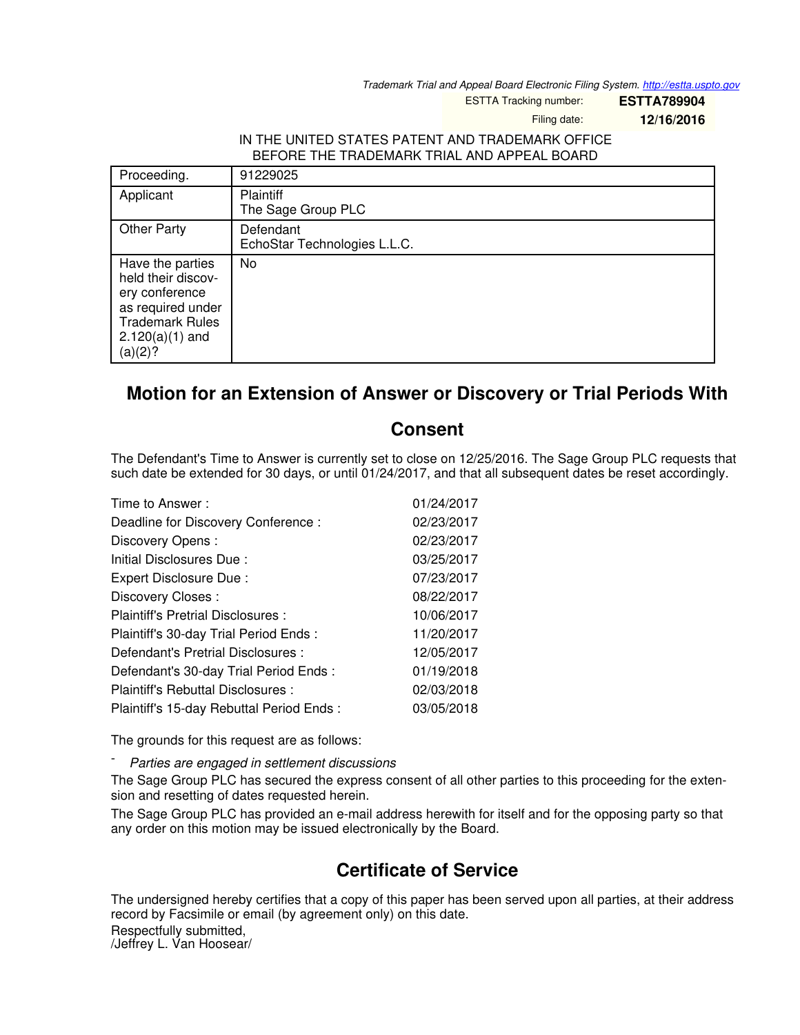Trademark Trial and Appeal Board Electronic Filing System. http://estta.uspto.gov

ESTTA Tracking number: **ESTTA789904**

Filing date: **12/16/2016**

IN THE UNITED STATES PATENT AND TRADEMARK OFFICE
BEFORE THE TRADEMARK TRIAL AND APPEAL BOARD

| | |
|---|---|
| Proceeding. | 91229025 |
| Applicant | Plaintiff<br>The Sage Group PLC |
| Other Party | Defendant<br>EchoStar Technologies L.L.C. |
| Have the parties held their discovery conference as required under Trademark Rules 2.120(a)(1) and (a)(2)? | No |

# Motion for an Extension of Answer or Discovery or Trial Periods With Consent

The Defendant's Time to Answer is currently set to close on 12/25/2016. The Sage Group PLC requests that such date be extended for 30 days, or until 01/24/2017, and that all subsequent dates be reset accordingly.

| | |
|---|---|
| Time to Answer : | 01/24/2017 |
| Deadline for Discovery Conference : | 02/23/2017 |
| Discovery Opens : | 02/23/2017 |
| Initial Disclosures Due : | 03/25/2017 |
| Expert Disclosure Due : | 07/23/2017 |
| Discovery Closes : | 08/22/2017 |
| Plaintiff's Pretrial Disclosures : | 10/06/2017 |
| Plaintiff's 30-day Trial Period Ends : | 11/20/2017 |
| Defendant's Pretrial Disclosures : | 12/05/2017 |
| Defendant's 30-day Trial Period Ends : | 01/19/2018 |
| Plaintiff's Rebuttal Disclosures : | 02/03/2018 |
| Plaintiff's 15-day Rebuttal Period Ends : | 03/05/2018 |

The grounds for this request are as follows:

- *Parties are engaged in settlement discussions*

The Sage Group PLC has secured the express consent of all other parties to this proceeding for the extension and resetting of dates requested herein.

The Sage Group PLC has provided an e-mail address herewith for itself and for the opposing party so that any order on this motion may be issued electronically by the Board.

# Certificate of Service

The undersigned hereby certifies that a copy of this paper has been served upon all parties, at their address record by Facsimile or email (by agreement only) on this date.

Respectfully submitted,
/Jeffrey L. Van Hoosear/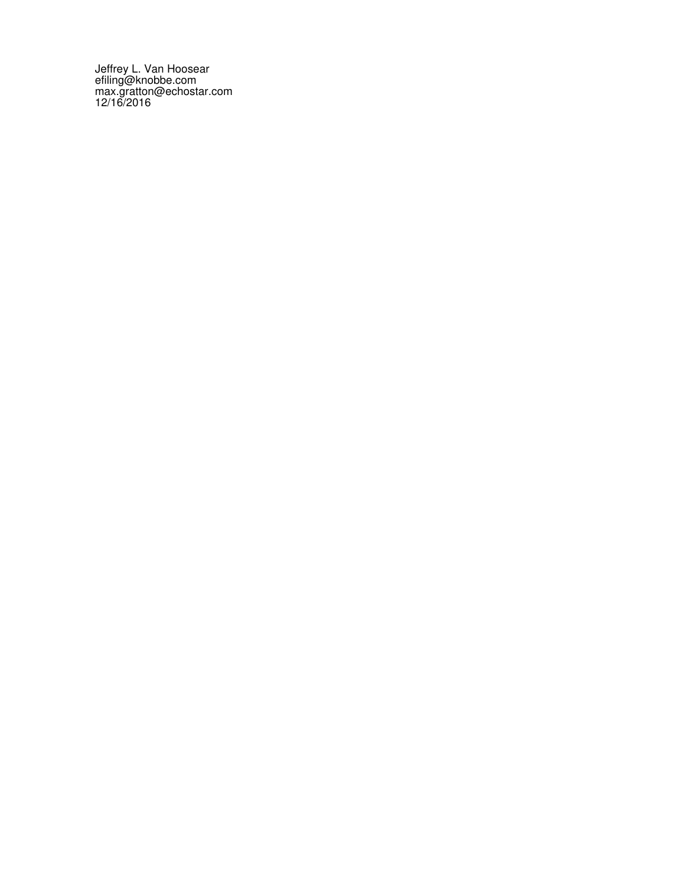Jeffrey L. Van Hoosear
efiling@knobbe.com
max.gratton@echostar.com
12/16/2016